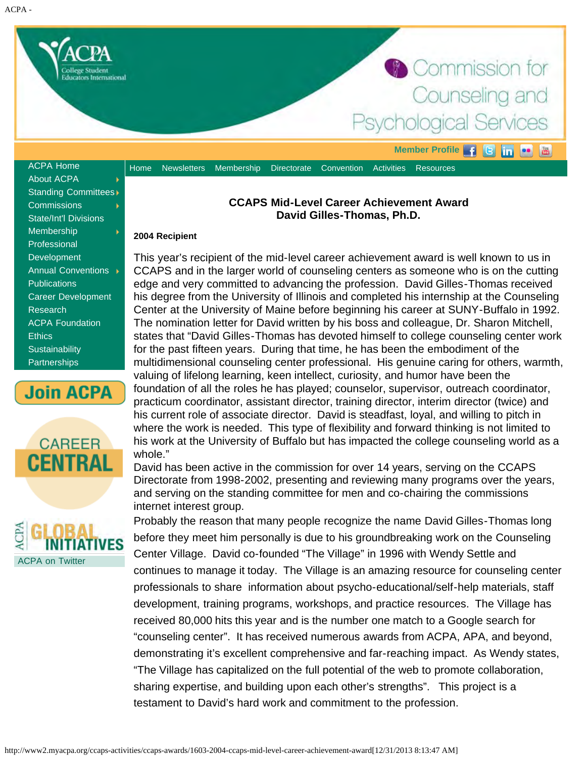ACPA -

ACPA Home
About ACPA
Standing Committees
Commissions
State/Int'l Divisions
Membership
Professional Development
Annual Conventions
Publications
Career Development
Research
ACPA Foundation
Ethics
Sustainability
Partnerships

Join ACPA

ACPA on Twitter

Member Profile

Home | Newsletters | Membership | Directorate | Convention | Activities | Resources

## CCAPS Mid-Level Career Achievement Award
## David Gilles-Thomas, Ph.D.

**2004 Recipient**

This year's recipient of the mid-level career achievement award is well known to us in CCAPS and in the larger world of counseling centers as someone who is on the cutting edge and very committed to advancing the profession. David Gilles-Thomas received his degree from the University of Illinois and completed his internship at the Counseling Center at the University of Maine before beginning his career at SUNY-Buffalo in 1992. The nomination letter for David written by his boss and colleague, Dr. Sharon Mitchell, states that "David Gilles-Thomas has devoted himself to college counseling center work for the past fifteen years. During that time, he has been the embodiment of the multidimensional counseling center professional. His genuine caring for others, warmth, valuing of lifelong learning, keen intellect, curiosity, and humor have been the foundation of all the roles he has played; counselor, supervisor, outreach coordinator, practicum coordinator, assistant director, training director, interim director (twice) and his current role of associate director. David is steadfast, loyal, and willing to pitch in where the work is needed. This type of flexibility and forward thinking is not limited to his work at the University of Buffalo but has impacted the college counseling world as a whole."

David has been active in the commission for over 14 years, serving on the CCAPS Directorate from 1998-2002, presenting and reviewing many programs over the years, and serving on the standing committee for men and co-chairing the commissions internet interest group.

Probably the reason that many people recognize the name David Gilles-Thomas long before they meet him personally is due to his groundbreaking work on the Counseling Center Village. David co-founded "The Village" in 1996 with Wendy Settle and continues to manage it today. The Village is an amazing resource for counseling center professionals to share information about psycho-educational/self-help materials, staff development, training programs, workshops, and practice resources. The Village has received 80,000 hits this year and is the number one match to a Google search for "counseling center". It has received numerous awards from ACPA, APA, and beyond, demonstrating it's excellent comprehensive and far-reaching impact. As Wendy states, "The Village has capitalized on the full potential of the web to promote collaboration, sharing expertise, and building upon each other's strengths". This project is a testament to David's hard work and commitment to the profession.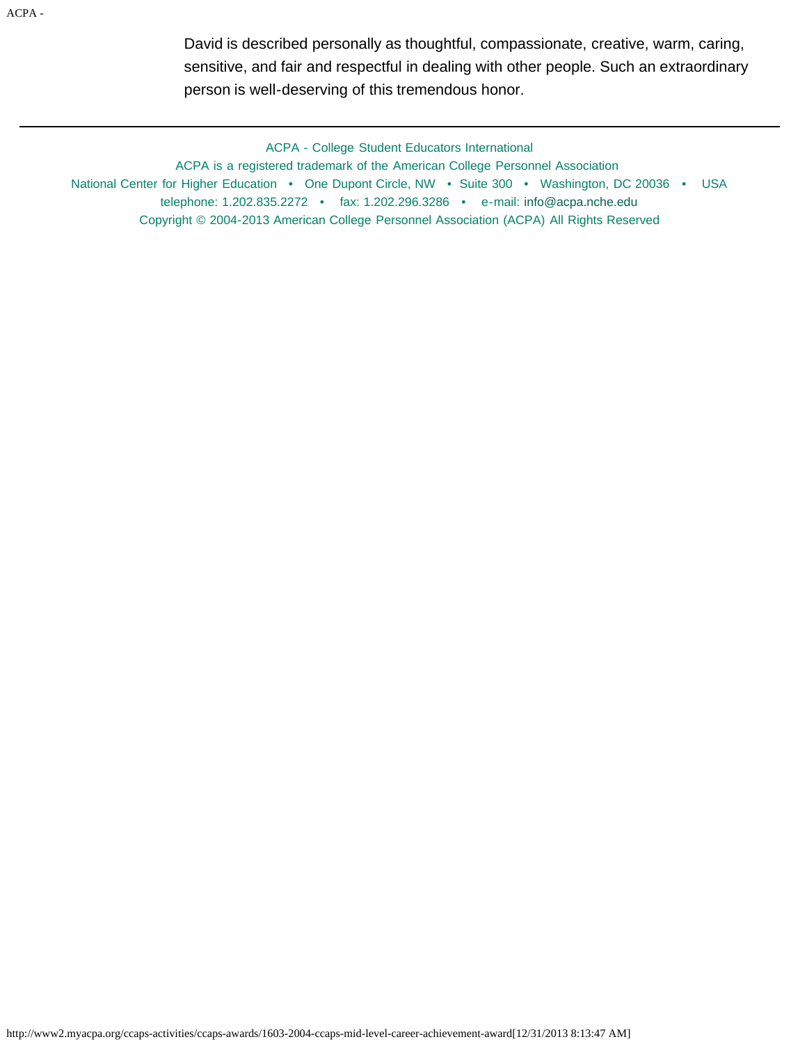David is described personally as thoughtful, compassionate, creative, warm, caring, sensitive, and fair and respectful in dealing with other people. Such an extraordinary person is well-deserving of this tremendous honor.

---

ACPA - College Student Educators International
ACPA is a registered trademark of the American College Personnel Association
National Center for Higher Education • One Dupont Circle, NW • Suite 300 • Washington, DC 20036 • USA
telephone: 1.202.835.2272 • fax: 1.202.296.3286 • e-mail: info@acpa.nche.edu
Copyright © 2004-2013 American College Personnel Association (ACPA) All Rights Reserved